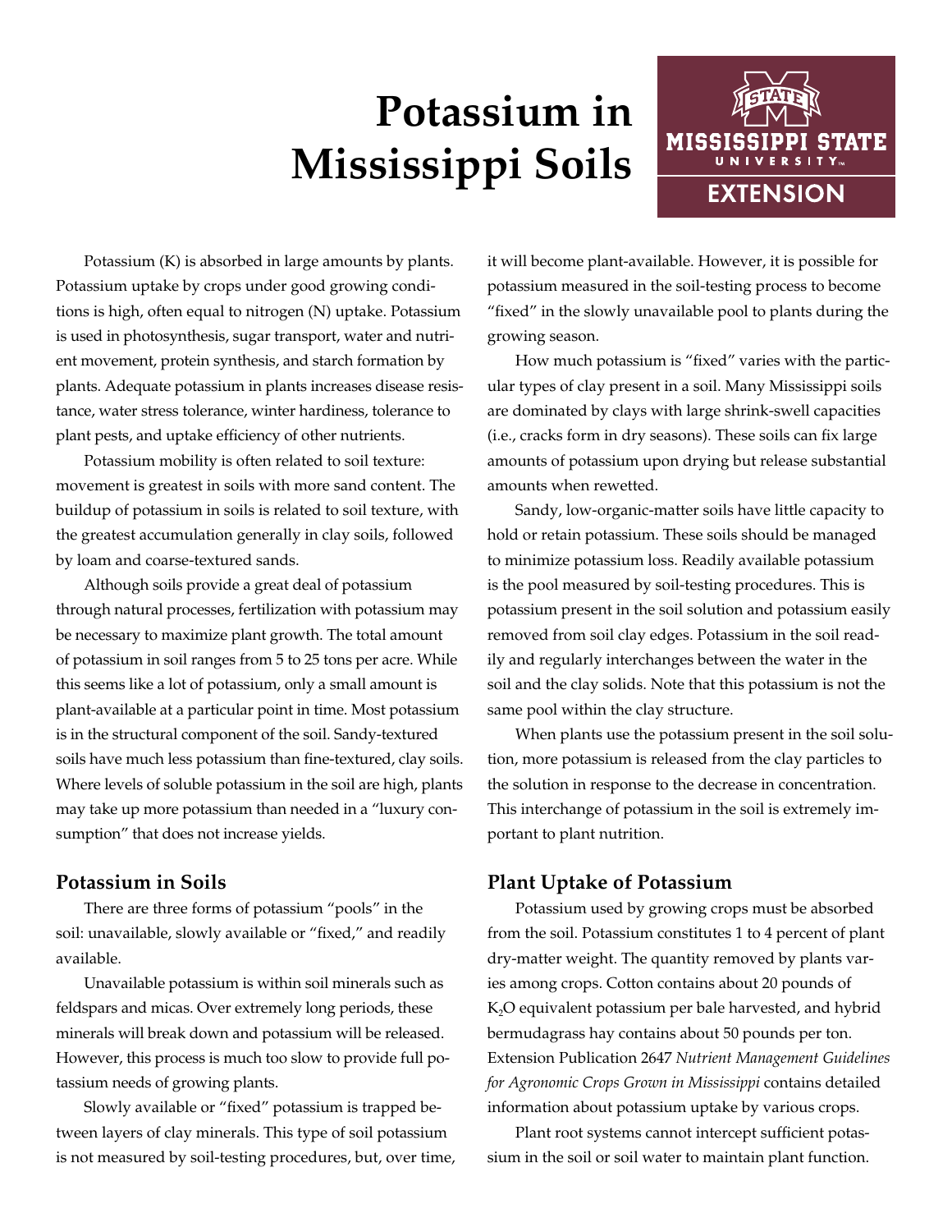# Potassium in Mississippi Soils

Potassium (K) is absorbed in large amounts by plants. Potassium uptake by crops under good growing conditions is high, often equal to nitrogen (N) uptake. Potassium is used in photosynthesis, sugar transport, water and nutrient movement, protein synthesis, and starch formation by plants. Adequate potassium in plants increases disease resistance, water stress tolerance, winter hardiness, tolerance to plant pests, and uptake efficiency of other nutrients.

Potassium mobility is often related to soil texture: movement is greatest in soils with more sand content. The buildup of potassium in soils is related to soil texture, with the greatest accumulation generally in clay soils, followed by loam and coarse-textured sands.

Although soils provide a great deal of potassium through natural processes, fertilization with potassium may be necessary to maximize plant growth. The total amount of potassium in soil ranges from 5 to 25 tons per acre. While this seems like a lot of potassium, only a small amount is plant-available at a particular point in time. Most potassium is in the structural component of the soil. Sandy-textured soils have much less potassium than fine-textured, clay soils. Where levels of soluble potassium in the soil are high, plants may take up more potassium than needed in a "luxury consumption" that does not increase yields.

## Potassium in Soils

There are three forms of potassium "pools" in the soil: unavailable, slowly available or "fixed," and readily available.

Unavailable potassium is within soil minerals such as feldspars and micas. Over extremely long periods, these minerals will break down and potassium will be released. However, this process is much too slow to provide full potassium needs of growing plants.

Slowly available or "fixed" potassium is trapped between layers of clay minerals. This type of soil potassium is not measured by soil-testing procedures, but, over time, it will become plant-available. However, it is possible for potassium measured in the soil-testing process to become "fixed" in the slowly unavailable pool to plants during the growing season.

How much potassium is "fixed" varies with the particular types of clay present in a soil. Many Mississippi soils are dominated by clays with large shrink-swell capacities (i.e., cracks form in dry seasons). These soils can fix large amounts of potassium upon drying but release substantial amounts when rewetted.

Sandy, low-organic-matter soils have little capacity to hold or retain potassium. These soils should be managed to minimize potassium loss. Readily available potassium is the pool measured by soil-testing procedures. This is potassium present in the soil solution and potassium easily removed from soil clay edges. Potassium in the soil readily and regularly interchanges between the water in the soil and the clay solids. Note that this potassium is not the same pool within the clay structure.

When plants use the potassium present in the soil solution, more potassium is released from the clay particles to the solution in response to the decrease in concentration. This interchange of potassium in the soil is extremely important to plant nutrition.

## Plant Uptake of Potassium

Potassium used by growing crops must be absorbed from the soil. Potassium constitutes 1 to 4 percent of plant dry-matter weight. The quantity removed by plants varies among crops. Cotton contains about 20 pounds of $K_2O$ equivalent potassium per bale harvested, and hybrid bermudagrass hay contains about 50 pounds per ton. Extension Publication 2647 *Nutrient Management Guidelines for Agronomic Crops Grown in Mississippi* contains detailed information about potassium uptake by various crops.

Plant root systems cannot intercept sufficient potassium in the soil or soil water to maintain plant function.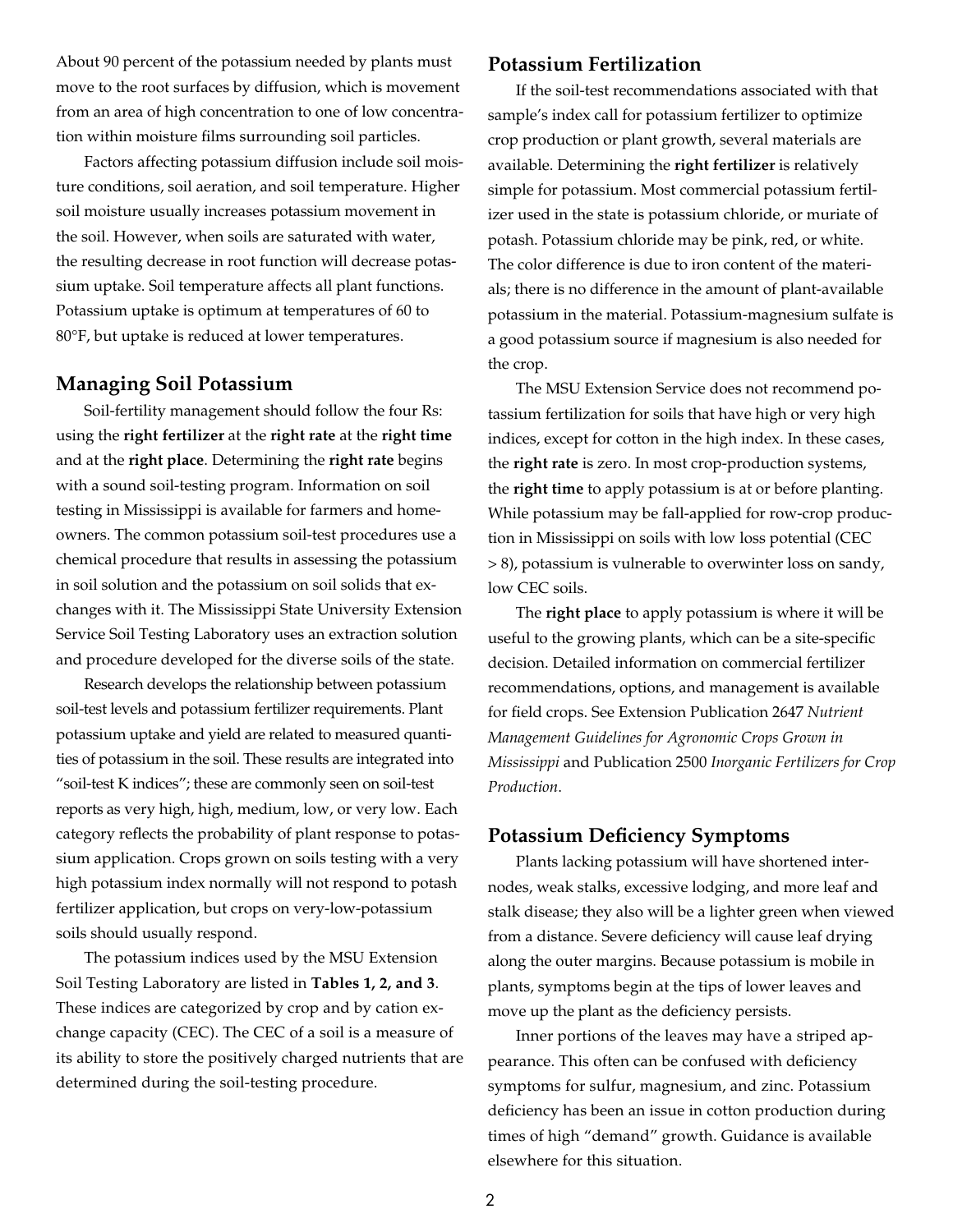About 90 percent of the potassium needed by plants must move to the root surfaces by diffusion, which is movement from an area of high concentration to one of low concentration within moisture films surrounding soil particles.

Factors affecting potassium diffusion include soil moisture conditions, soil aeration, and soil temperature. Higher soil moisture usually increases potassium movement in the soil. However, when soils are saturated with water, the resulting decrease in root function will decrease potassium uptake. Soil temperature affects all plant functions. Potassium uptake is optimum at temperatures of 60 to 80°F, but uptake is reduced at lower temperatures.

## Managing Soil Potassium

Soil-fertility management should follow the four Rs: using the **right fertilizer** at the **right rate** at the **right time** and at the **right place**. Determining the **right rate** begins with a sound soil-testing program. Information on soil testing in Mississippi is available for farmers and homeowners. The common potassium soil-test procedures use a chemical procedure that results in assessing the potassium in soil solution and the potassium on soil solids that exchanges with it. The Mississippi State University Extension Service Soil Testing Laboratory uses an extraction solution and procedure developed for the diverse soils of the state.

Research develops the relationship between potassium soil-test levels and potassium fertilizer requirements. Plant potassium uptake and yield are related to measured quantities of potassium in the soil. These results are integrated into "soil-test K indices"; these are commonly seen on soil-test reports as very high, high, medium, low, or very low. Each category reflects the probability of plant response to potassium application. Crops grown on soils testing with a very high potassium index normally will not respond to potash fertilizer application, but crops on very-low-potassium soils should usually respond.

The potassium indices used by the MSU Extension Soil Testing Laboratory are listed in **Tables 1, 2, and 3**. These indices are categorized by crop and by cation exchange capacity (CEC). The CEC of a soil is a measure of its ability to store the positively charged nutrients that are determined during the soil-testing procedure.

## Potassium Fertilization

If the soil-test recommendations associated with that sample's index call for potassium fertilizer to optimize crop production or plant growth, several materials are available. Determining the **right fertilizer** is relatively simple for potassium. Most commercial potassium fertilizer used in the state is potassium chloride, or muriate of potash. Potassium chloride may be pink, red, or white. The color difference is due to iron content of the materials; there is no difference in the amount of plant-available potassium in the material. Potassium-magnesium sulfate is a good potassium source if magnesium is also needed for the crop.

The MSU Extension Service does not recommend potassium fertilization for soils that have high or very high indices, except for cotton in the high index. In these cases, the **right rate** is zero. In most crop-production systems, the **right time** to apply potassium is at or before planting. While potassium may be fall-applied for row-crop production in Mississippi on soils with low loss potential (CEC > 8), potassium is vulnerable to overwinter loss on sandy, low CEC soils.

The **right place** to apply potassium is where it will be useful to the growing plants, which can be a site-specific decision. Detailed information on commercial fertilizer recommendations, options, and management is available for field crops. See Extension Publication 2647 *Nutrient Management Guidelines for Agronomic Crops Grown in Mississippi* and Publication 2500 *Inorganic Fertilizers for Crop Production*.

## Potassium Deficiency Symptoms

Plants lacking potassium will have shortened internodes, weak stalks, excessive lodging, and more leaf and stalk disease; they also will be a lighter green when viewed from a distance. Severe deficiency will cause leaf drying along the outer margins. Because potassium is mobile in plants, symptoms begin at the tips of lower leaves and move up the plant as the deficiency persists.

Inner portions of the leaves may have a striped appearance. This often can be confused with deficiency symptoms for sulfur, magnesium, and zinc. Potassium deficiency has been an issue in cotton production during times of high "demand" growth. Guidance is available elsewhere for this situation.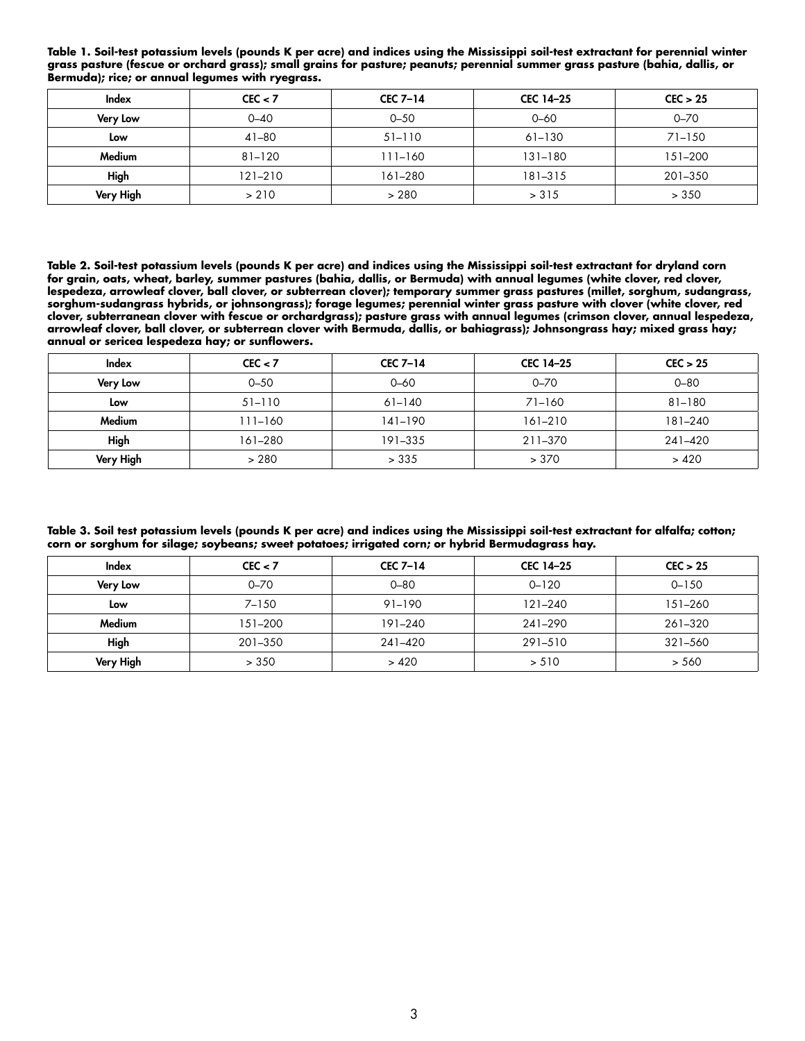**Table 1. Soil-test potassium levels (pounds K per acre) and indices using the Mississippi soil-test extractant for perennial winter grass pasture (fescue or orchard grass); small grains for pasture; peanuts; perennial summer grass pasture (bahia, dallis, or Bermuda); rice; or annual legumes with ryegrass.**

| Index | CEC < 7 | CEC 7–14 | CEC 14–25 | CEC > 25 |
|---|---|---|---|---|
| Very Low | 0–40 | 0–50 | 0–60 | 0–70 |
| Low | 41–80 | 51–110 | 61–130 | 71–150 |
| Medium | 81–120 | 111–160 | 131–180 | 151–200 |
| High | 121–210 | 161–280 | 181–315 | 201–350 |
| Very High | > 210 | > 280 | > 315 | > 350 |

**Table 2. Soil-test potassium levels (pounds K per acre) and indices using the Mississippi soil-test extractant for dryland corn for grain, oats, wheat, barley, summer pastures (bahia, dallis, or Bermuda) with annual legumes (white clover, red clover, lespedeza, arrowleaf clover, ball clover, or subterrean clover); temporary summer grass pastures (millet, sorghum, sudangrass, sorghum-sudangrass hybrids, or johnsongrass); forage legumes; perennial winter grass pasture with clover (white clover, red clover, subterranean clover with fescue or orchardgrass); pasture grass with annual legumes (crimson clover, annual lespedeza, arrowleaf clover, ball clover, or subterrean clover with Bermuda, dallis, or bahiagrass); Johnsongrass hay; mixed grass hay; annual or sericea lespedeza hay; or sunflowers.**

| Index | CEC < 7 | CEC 7–14 | CEC 14–25 | CEC > 25 |
|---|---|---|---|---|
| Very Low | 0–50 | 0–60 | 0–70 | 0–80 |
| Low | 51–110 | 61–140 | 71–160 | 81–180 |
| Medium | 111–160 | 141–190 | 161–210 | 181–240 |
| High | 161–280 | 191–335 | 211–370 | 241–420 |
| Very High | > 280 | > 335 | > 370 | > 420 |

**Table 3. Soil test potassium levels (pounds K per acre) and indices using the Mississippi soil-test extractant for alfalfa; cotton; corn or sorghum for silage; soybeans; sweet potatoes; irrigated corn; or hybrid Bermudagrass hay.**

| Index | CEC < 7 | CEC 7–14 | CEC 14–25 | CEC > 25 |
|---|---|---|---|---|
| Very Low | 0–70 | 0–80 | 0–120 | 0–150 |
| Low | 7–150 | 91–190 | 121–240 | 151–260 |
| Medium | 151–200 | 191–240 | 241–290 | 261–320 |
| High | 201–350 | 241–420 | 291–510 | 321–560 |
| Very High | > 350 | > 420 | > 510 | > 560 |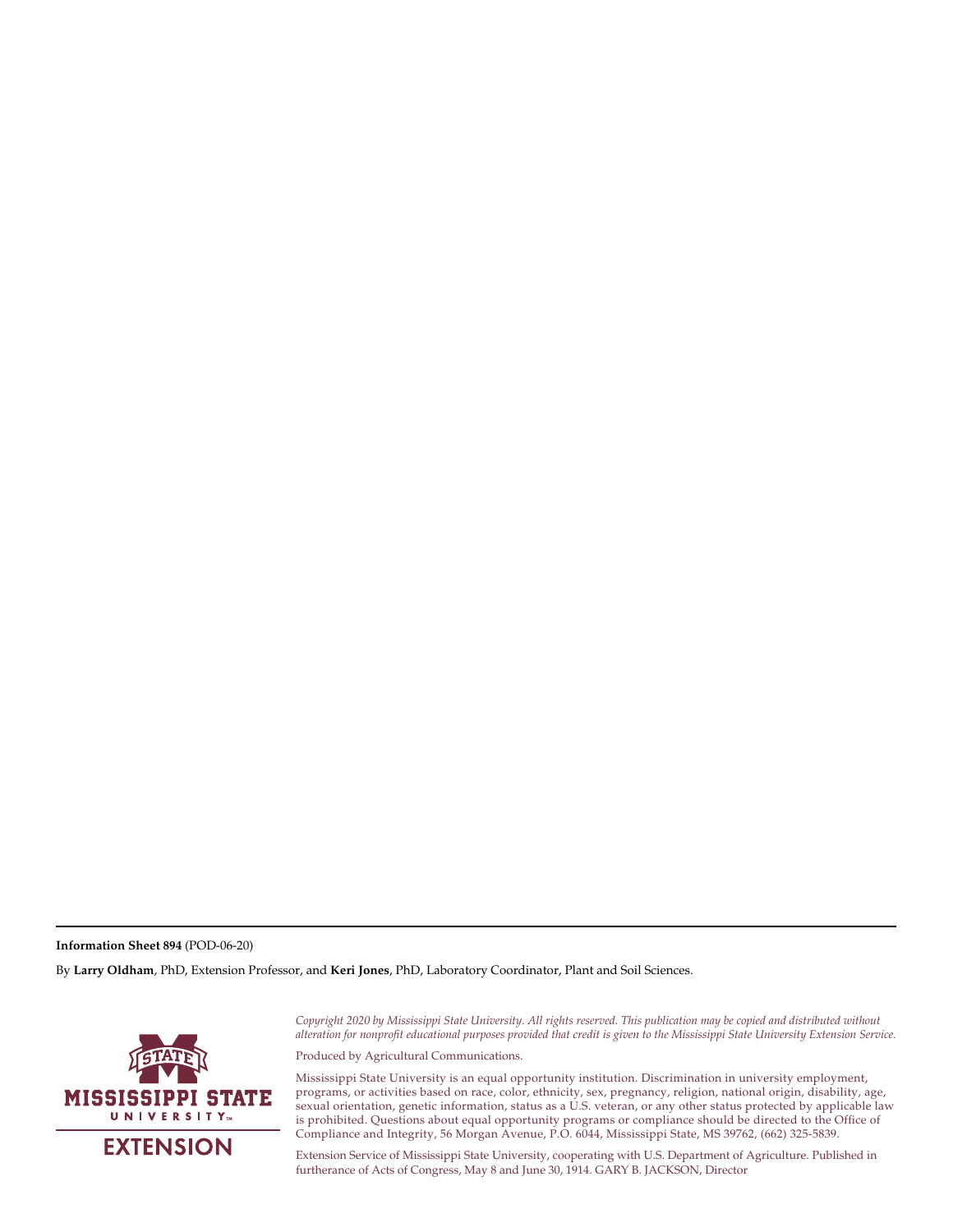**Information Sheet 894** (POD-06-20)

By **Larry Oldham**, PhD, Extension Professor, and **Keri Jones**, PhD, Laboratory Coordinator, Plant and Soil Sciences.

MISSISSIPPI STATE UNIVERSITY™
EXTENSION

*Copyright 2020 by Mississippi State University. All rights reserved. This publication may be copied and distributed without alteration for nonprofit educational purposes provided that credit is given to the Mississippi State University Extension Service.*

Produced by Agricultural Communications.

Mississippi State University is an equal opportunity institution. Discrimination in university employment, programs, or activities based on race, color, ethnicity, sex, pregnancy, religion, national origin, disability, age, sexual orientation, genetic information, status as a U.S. veteran, or any other status protected by applicable law is prohibited. Questions about equal opportunity programs or compliance should be directed to the Office of Compliance and Integrity, 56 Morgan Avenue, P.O. 6044, Mississippi State, MS 39762, (662) 325-5839.

Extension Service of Mississippi State University, cooperating with U.S. Department of Agriculture. Published in furtherance of Acts of Congress, May 8 and June 30, 1914. GARY B. JACKSON, Director